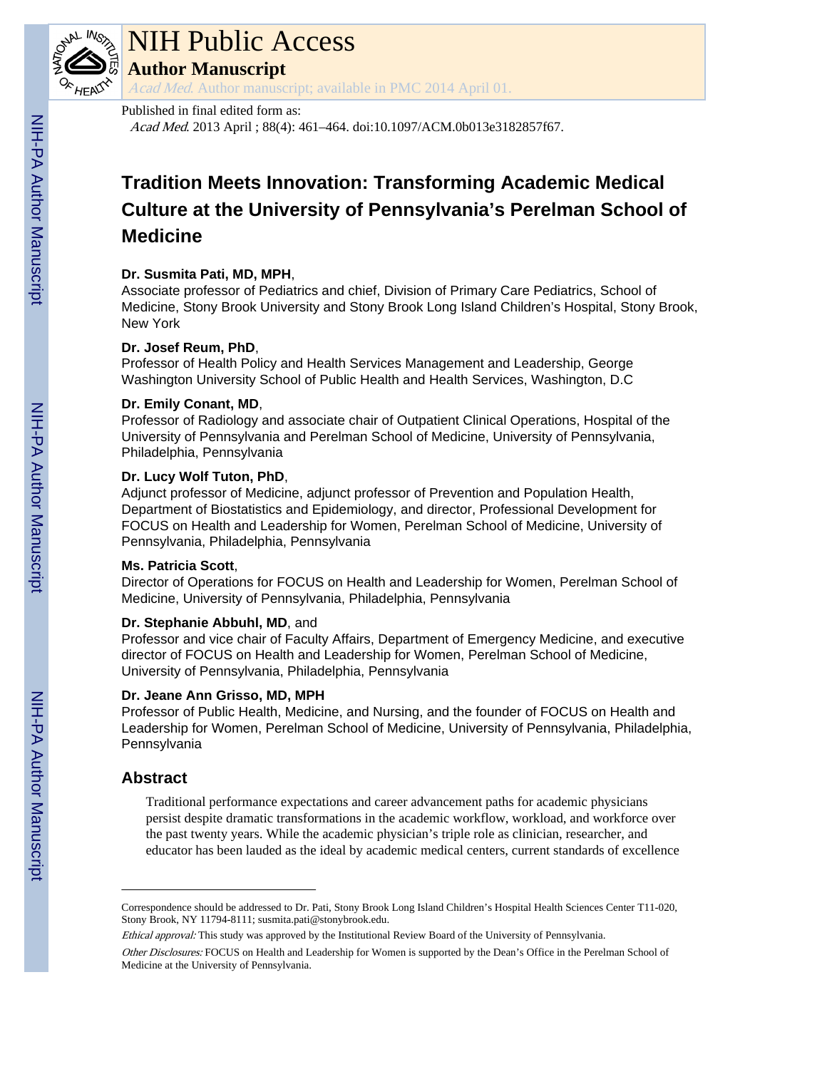# Tradition Meets Innovation: Transforming Academic Medical Culture at the University of Pennsylvania's Perelman School of Medicine

**Dr. Susmita Pati, MD, MPH**,
Associate professor of Pediatrics and chief, Division of Primary Care Pediatrics, School of Medicine, Stony Brook University and Stony Brook Long Island Children's Hospital, Stony Brook, New York

**Dr. Josef Reum, PhD**,
Professor of Health Policy and Health Services Management and Leadership, George Washington University School of Public Health and Health Services, Washington, D.C

**Dr. Emily Conant, MD**,
Professor of Radiology and associate chair of Outpatient Clinical Operations, Hospital of the University of Pennsylvania and Perelman School of Medicine, University of Pennsylvania, Philadelphia, Pennsylvania

**Dr. Lucy Wolf Tuton, PhD**,
Adjunct professor of Medicine, adjunct professor of Prevention and Population Health, Department of Biostatistics and Epidemiology, and director, Professional Development for FOCUS on Health and Leadership for Women, Perelman School of Medicine, University of Pennsylvania, Philadelphia, Pennsylvania

**Ms. Patricia Scott**,
Director of Operations for FOCUS on Health and Leadership for Women, Perelman School of Medicine, University of Pennsylvania, Philadelphia, Pennsylvania

**Dr. Stephanie Abbuhl, MD**, and
Professor and vice chair of Faculty Affairs, Department of Emergency Medicine, and executive director of FOCUS on Health and Leadership for Women, Perelman School of Medicine, University of Pennsylvania, Philadelphia, Pennsylvania

**Dr. Jeane Ann Grisso, MD, MPH**
Professor of Public Health, Medicine, and Nursing, and the founder of FOCUS on Health and Leadership for Women, Perelman School of Medicine, University of Pennsylvania, Philadelphia, Pennsylvania

## Abstract

Traditional performance expectations and career advancement paths for academic physicians persist despite dramatic transformations in the academic workflow, workload, and workforce over the past twenty years. While the academic physician's triple role as clinician, researcher, and educator has been lauded as the ideal by academic medical centers, current standards of excellence

---

Correspondence should be addressed to Dr. Pati, Stony Brook Long Island Children's Hospital Health Sciences Center T11-020, Stony Brook, NY 11794-8111; susmita.pati@stonybrook.edu.

*Ethical approval:* This study was approved by the Institutional Review Board of the University of Pennsylvania.

*Other Disclosures:* FOCUS on Health and Leadership for Women is supported by the Dean's Office in the Perelman School of Medicine at the University of Pennsylvania.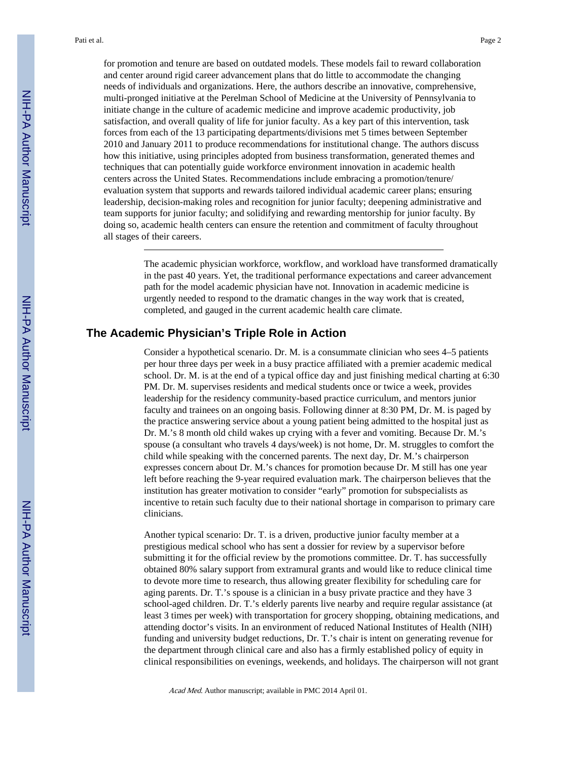for promotion and tenure are based on outdated models. These models fail to reward collaboration and center around rigid career advancement plans that do little to accommodate the changing needs of individuals and organizations. Here, the authors describe an innovative, comprehensive, multi-pronged initiative at the Perelman School of Medicine at the University of Pennsylvania to initiate change in the culture of academic medicine and improve academic productivity, job satisfaction, and overall quality of life for junior faculty. As a key part of this intervention, task forces from each of the 13 participating departments/divisions met 5 times between September 2010 and January 2011 to produce recommendations for institutional change. The authors discuss how this initiative, using principles adopted from business transformation, generated themes and techniques that can potentially guide workforce environment innovation in academic health centers across the United States. Recommendations include embracing a promotion/tenure/evaluation system that supports and rewards tailored individual academic career plans; ensuring leadership, decision-making roles and recognition for junior faculty; deepening administrative and team supports for junior faculty; and solidifying and rewarding mentorship for junior faculty. By doing so, academic health centers can ensure the retention and commitment of faculty throughout all stages of their careers.

---

The academic physician workforce, workflow, and workload have transformed dramatically in the past 40 years. Yet, the traditional performance expectations and career advancement path for the model academic physician have not. Innovation in academic medicine is urgently needed to respond to the dramatic changes in the way work that is created, completed, and gauged in the current academic health care climate.

## The Academic Physician's Triple Role in Action

Consider a hypothetical scenario. Dr. M. is a consummate clinician who sees 4–5 patients per hour three days per week in a busy practice affiliated with a premier academic medical school. Dr. M. is at the end of a typical office day and just finishing medical charting at 6:30 PM. Dr. M. supervises residents and medical students once or twice a week, provides leadership for the residency community-based practice curriculum, and mentors junior faculty and trainees on an ongoing basis. Following dinner at 8:30 PM, Dr. M. is paged by the practice answering service about a young patient being admitted to the hospital just as Dr. M.'s 8 month old child wakes up crying with a fever and vomiting. Because Dr. M.'s spouse (a consultant who travels 4 days/week) is not home, Dr. M. struggles to comfort the child while speaking with the concerned parents. The next day, Dr. M.'s chairperson expresses concern about Dr. M.'s chances for promotion because Dr M still has one year left before reaching the 9-year required evaluation mark. The chairperson believes that the institution has greater motivation to consider "early" promotion for subspecialists as incentive to retain such faculty due to their national shortage in comparison to primary care clinicians.

Another typical scenario: Dr. T. is a driven, productive junior faculty member at a prestigious medical school who has sent a dossier for review by a supervisor before submitting it for the official review by the promotions committee. Dr. T. has successfully obtained 80% salary support from extramural grants and would like to reduce clinical time to devote more time to research, thus allowing greater flexibility for scheduling care for aging parents. Dr. T.'s spouse is a clinician in a busy private practice and they have 3 school-aged children. Dr. T.'s elderly parents live nearby and require regular assistance (at least 3 times per week) with transportation for grocery shopping, obtaining medications, and attending doctor's visits. In an environment of reduced National Institutes of Health (NIH) funding and university budget reductions, Dr. T.'s chair is intent on generating revenue for the department through clinical care and also has a firmly established policy of equity in clinical responsibilities on evenings, weekends, and holidays. The chairperson will not grant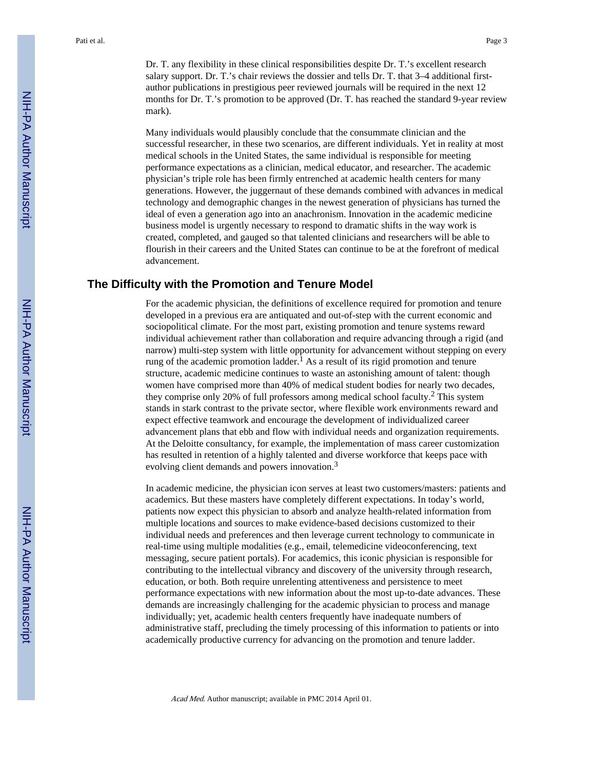Dr. T. any flexibility in these clinical responsibilities despite Dr. T.'s excellent research salary support. Dr. T.'s chair reviews the dossier and tells Dr. T. that 3–4 additional first-author publications in prestigious peer reviewed journals will be required in the next 12 months for Dr. T.'s promotion to be approved (Dr. T. has reached the standard 9-year review mark).

Many individuals would plausibly conclude that the consummate clinician and the successful researcher, in these two scenarios, are different individuals. Yet in reality at most medical schools in the United States, the same individual is responsible for meeting performance expectations as a clinician, medical educator, and researcher. The academic physician's triple role has been firmly entrenched at academic health centers for many generations. However, the juggernaut of these demands combined with advances in medical technology and demographic changes in the newest generation of physicians has turned the ideal of even a generation ago into an anachronism. Innovation in the academic medicine business model is urgently necessary to respond to dramatic shifts in the way work is created, completed, and gauged so that talented clinicians and researchers will be able to flourish in their careers and the United States can continue to be at the forefront of medical advancement.

## The Difficulty with the Promotion and Tenure Model

For the academic physician, the definitions of excellence required for promotion and tenure developed in a previous era are antiquated and out-of-step with the current economic and sociopolitical climate. For the most part, existing promotion and tenure systems reward individual achievement rather than collaboration and require advancing through a rigid (and narrow) multi-step system with little opportunity for advancement without stepping on every rung of the academic promotion ladder.[1] As a result of its rigid promotion and tenure structure, academic medicine continues to waste an astonishing amount of talent: though women have comprised more than 40% of medical student bodies for nearly two decades, they comprise only 20% of full professors among medical school faculty.[2] This system stands in stark contrast to the private sector, where flexible work environments reward and expect effective teamwork and encourage the development of individualized career advancement plans that ebb and flow with individual needs and organization requirements. At the Deloitte consultancy, for example, the implementation of mass career customization has resulted in retention of a highly talented and diverse workforce that keeps pace with evolving client demands and powers innovation.[3]

In academic medicine, the physician icon serves at least two customers/masters: patients and academics. But these masters have completely different expectations. In today's world, patients now expect this physician to absorb and analyze health-related information from multiple locations and sources to make evidence-based decisions customized to their individual needs and preferences and then leverage current technology to communicate in real-time using multiple modalities (e.g., email, telemedicine videoconferencing, text messaging, secure patient portals). For academics, this iconic physician is responsible for contributing to the intellectual vibrancy and discovery of the university through research, education, or both. Both require unrelenting attentiveness and persistence to meet performance expectations with new information about the most up-to-date advances. These demands are increasingly challenging for the academic physician to process and manage individually; yet, academic health centers frequently have inadequate numbers of administrative staff, precluding the timely processing of this information to patients or into academically productive currency for advancing on the promotion and tenure ladder.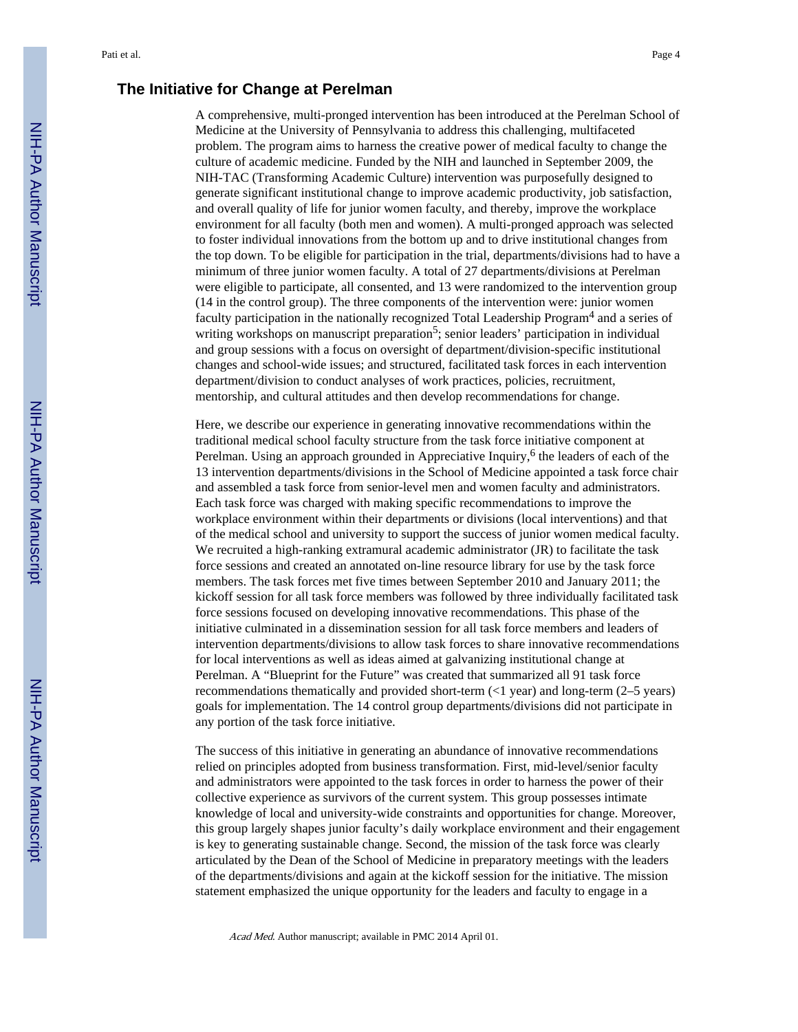## The Initiative for Change at Perelman

A comprehensive, multi-pronged intervention has been introduced at the Perelman School of Medicine at the University of Pennsylvania to address this challenging, multifaceted problem. The program aims to harness the creative power of medical faculty to change the culture of academic medicine. Funded by the NIH and launched in September 2009, the NIH-TAC (Transforming Academic Culture) intervention was purposefully designed to generate significant institutional change to improve academic productivity, job satisfaction, and overall quality of life for junior women faculty, and thereby, improve the workplace environment for all faculty (both men and women). A multi-pronged approach was selected to foster individual innovations from the bottom up and to drive institutional changes from the top down. To be eligible for participation in the trial, departments/divisions had to have a minimum of three junior women faculty. A total of 27 departments/divisions at Perelman were eligible to participate, all consented, and 13 were randomized to the intervention group (14 in the control group). The three components of the intervention were: junior women faculty participation in the nationally recognized Total Leadership Program[4] and a series of writing workshops on manuscript preparation[5]; senior leaders' participation in individual and group sessions with a focus on oversight of department/division-specific institutional changes and school-wide issues; and structured, facilitated task forces in each intervention department/division to conduct analyses of work practices, policies, recruitment, mentorship, and cultural attitudes and then develop recommendations for change.

Here, we describe our experience in generating innovative recommendations within the traditional medical school faculty structure from the task force initiative component at Perelman. Using an approach grounded in Appreciative Inquiry,[6] the leaders of each of the 13 intervention departments/divisions in the School of Medicine appointed a task force chair and assembled a task force from senior-level men and women faculty and administrators. Each task force was charged with making specific recommendations to improve the workplace environment within their departments or divisions (local interventions) and that of the medical school and university to support the success of junior women medical faculty. We recruited a high-ranking extramural academic administrator (JR) to facilitate the task force sessions and created an annotated on-line resource library for use by the task force members. The task forces met five times between September 2010 and January 2011; the kickoff session for all task force members was followed by three individually facilitated task force sessions focused on developing innovative recommendations. This phase of the initiative culminated in a dissemination session for all task force members and leaders of intervention departments/divisions to allow task forces to share innovative recommendations for local interventions as well as ideas aimed at galvanizing institutional change at Perelman. A "Blueprint for the Future" was created that summarized all 91 task force recommendations thematically and provided short-term (<1 year) and long-term (2–5 years) goals for implementation. The 14 control group departments/divisions did not participate in any portion of the task force initiative.

The success of this initiative in generating an abundance of innovative recommendations relied on principles adopted from business transformation. First, mid-level/senior faculty and administrators were appointed to the task forces in order to harness the power of their collective experience as survivors of the current system. This group possesses intimate knowledge of local and university-wide constraints and opportunities for change. Moreover, this group largely shapes junior faculty's daily workplace environment and their engagement is key to generating sustainable change. Second, the mission of the task force was clearly articulated by the Dean of the School of Medicine in preparatory meetings with the leaders of the departments/divisions and again at the kickoff session for the initiative. The mission statement emphasized the unique opportunity for the leaders and faculty to engage in a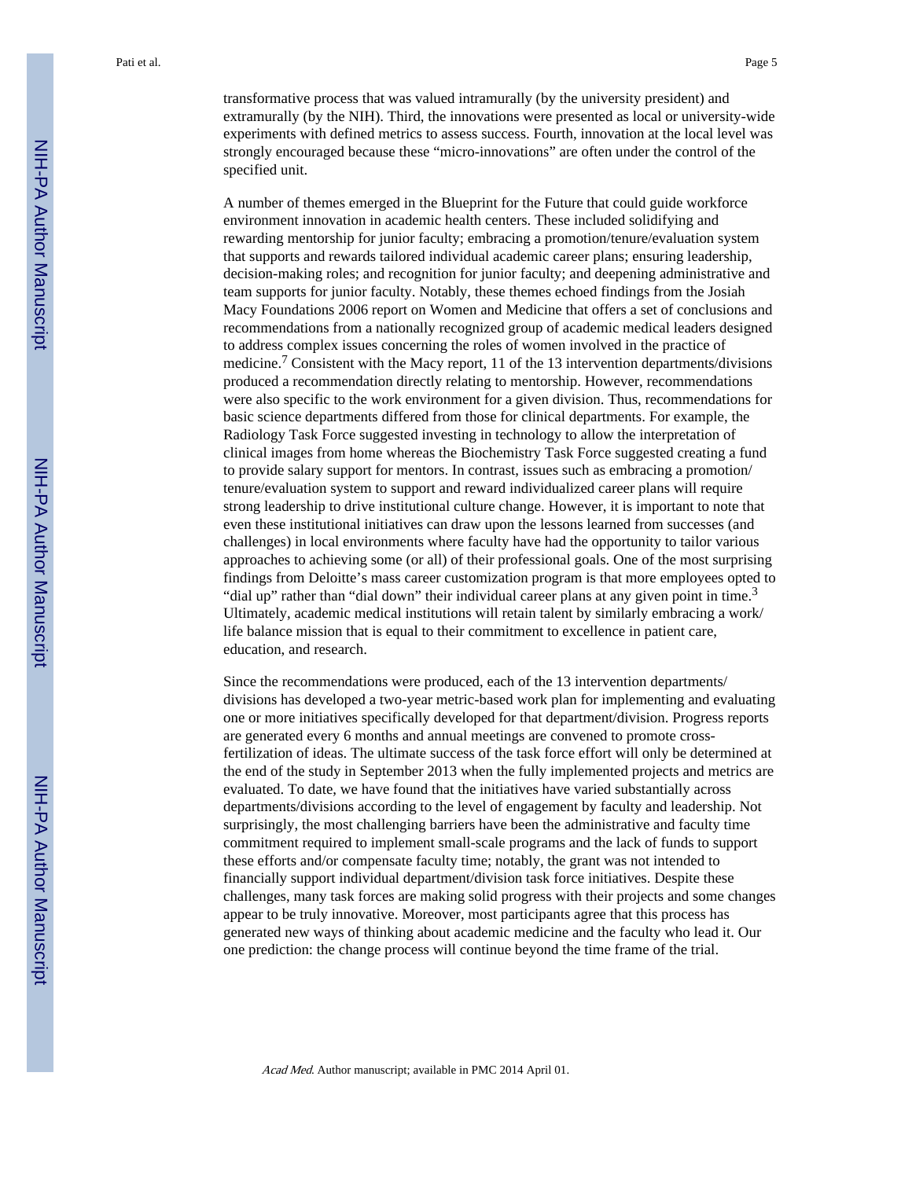transformative process that was valued intramurally (by the university president) and extramurally (by the NIH). Third, the innovations were presented as local or university-wide experiments with defined metrics to assess success. Fourth, innovation at the local level was strongly encouraged because these "micro-innovations" are often under the control of the specified unit.

A number of themes emerged in the Blueprint for the Future that could guide workforce environment innovation in academic health centers. These included solidifying and rewarding mentorship for junior faculty; embracing a promotion/tenure/evaluation system that supports and rewards tailored individual academic career plans; ensuring leadership, decision-making roles; and recognition for junior faculty; and deepening administrative and team supports for junior faculty. Notably, these themes echoed findings from the Josiah Macy Foundations 2006 report on Women and Medicine that offers a set of conclusions and recommendations from a nationally recognized group of academic medical leaders designed to address complex issues concerning the roles of women involved in the practice of medicine.[7] Consistent with the Macy report, 11 of the 13 intervention departments/divisions produced a recommendation directly relating to mentorship. However, recommendations were also specific to the work environment for a given division. Thus, recommendations for basic science departments differed from those for clinical departments. For example, the Radiology Task Force suggested investing in technology to allow the interpretation of clinical images from home whereas the Biochemistry Task Force suggested creating a fund to provide salary support for mentors. In contrast, issues such as embracing a promotion/tenure/evaluation system to support and reward individualized career plans will require strong leadership to drive institutional culture change. However, it is important to note that even these institutional initiatives can draw upon the lessons learned from successes (and challenges) in local environments where faculty have had the opportunity to tailor various approaches to achieving some (or all) of their professional goals. One of the most surprising findings from Deloitte's mass career customization program is that more employees opted to "dial up" rather than "dial down" their individual career plans at any given point in time.[3] Ultimately, academic medical institutions will retain talent by similarly embracing a work/life balance mission that is equal to their commitment to excellence in patient care, education, and research.

Since the recommendations were produced, each of the 13 intervention departments/divisions has developed a two-year metric-based work plan for implementing and evaluating one or more initiatives specifically developed for that department/division. Progress reports are generated every 6 months and annual meetings are convened to promote cross-fertilization of ideas. The ultimate success of the task force effort will only be determined at the end of the study in September 2013 when the fully implemented projects and metrics are evaluated. To date, we have found that the initiatives have varied substantially across departments/divisions according to the level of engagement by faculty and leadership. Not surprisingly, the most challenging barriers have been the administrative and faculty time commitment required to implement small-scale programs and the lack of funds to support these efforts and/or compensate faculty time; notably, the grant was not intended to financially support individual department/division task force initiatives. Despite these challenges, many task forces are making solid progress with their projects and some changes appear to be truly innovative. Moreover, most participants agree that this process has generated new ways of thinking about academic medicine and the faculty who lead it. Our one prediction: the change process will continue beyond the time frame of the trial.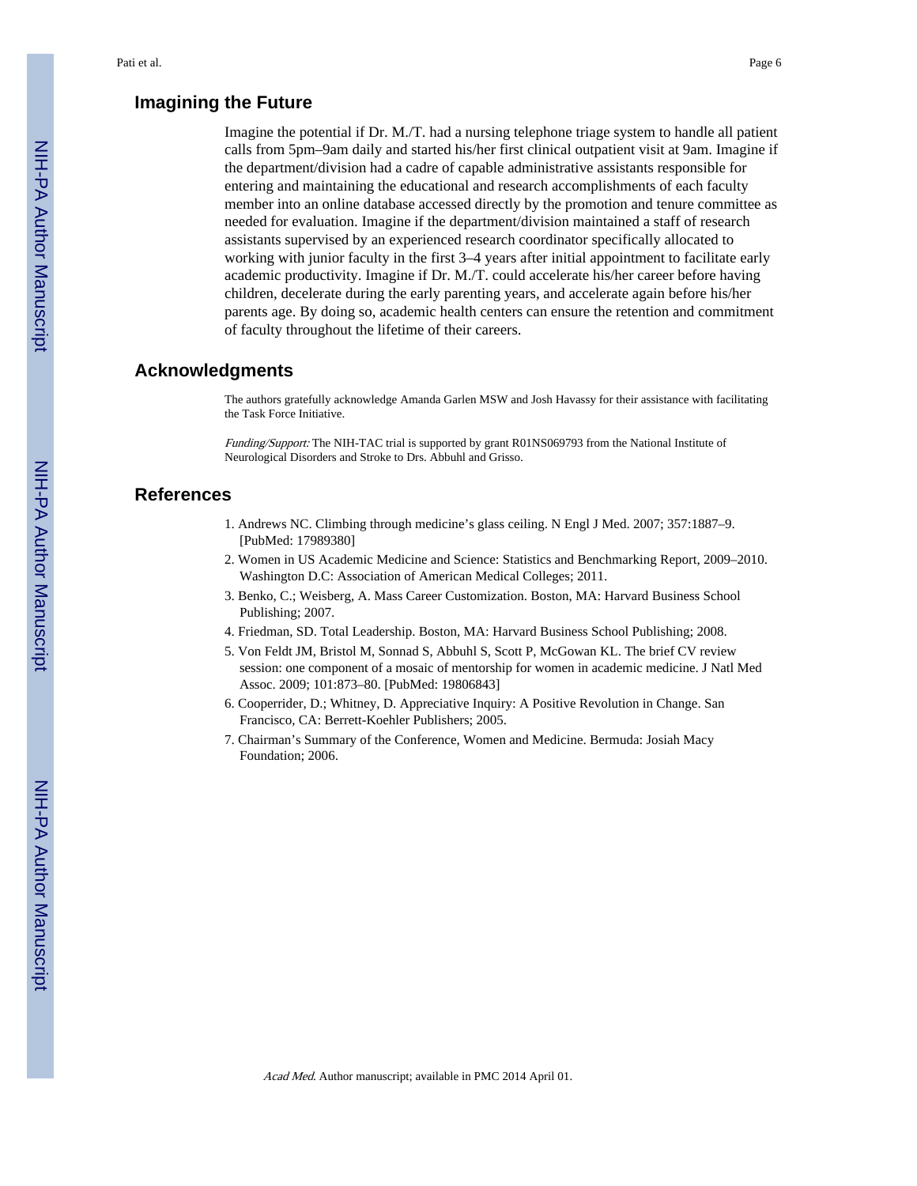## Imagining the Future

Imagine the potential if Dr. M./T. had a nursing telephone triage system to handle all patient calls from 5pm–9am daily and started his/her first clinical outpatient visit at 9am. Imagine if the department/division had a cadre of capable administrative assistants responsible for entering and maintaining the educational and research accomplishments of each faculty member into an online database accessed directly by the promotion and tenure committee as needed for evaluation. Imagine if the department/division maintained a staff of research assistants supervised by an experienced research coordinator specifically allocated to working with junior faculty in the first 3–4 years after initial appointment to facilitate early academic productivity. Imagine if Dr. M./T. could accelerate his/her career before having children, decelerate during the early parenting years, and accelerate again before his/her parents age. By doing so, academic health centers can ensure the retention and commitment of faculty throughout the lifetime of their careers.

## Acknowledgments

The authors gratefully acknowledge Amanda Garlen MSW and Josh Havassy for their assistance with facilitating the Task Force Initiative.

*Funding/Support:* The NIH-TAC trial is supported by grant R01NS069793 from the National Institute of Neurological Disorders and Stroke to Drs. Abbuhl and Grisso.

## References

1. Andrews NC. Climbing through medicine's glass ceiling. N Engl J Med. 2007; 357:1887–9. [PubMed: 17989380]
2. Women in US Academic Medicine and Science: Statistics and Benchmarking Report, 2009–2010. Washington D.C: Association of American Medical Colleges; 2011.
3. Benko, C.; Weisberg, A. Mass Career Customization. Boston, MA: Harvard Business School Publishing; 2007.
4. Friedman, SD. Total Leadership. Boston, MA: Harvard Business School Publishing; 2008.
5. Von Feldt JM, Bristol M, Sonnad S, Abbuhl S, Scott P, McGowan KL. The brief CV review session: one component of a mosaic of mentorship for women in academic medicine. J Natl Med Assoc. 2009; 101:873–80. [PubMed: 19806843]
6. Cooperrider, D.; Whitney, D. Appreciative Inquiry: A Positive Revolution in Change. San Francisco, CA: Berrett-Koehler Publishers; 2005.
7. Chairman's Summary of the Conference, Women and Medicine. Bermuda: Josiah Macy Foundation; 2006.